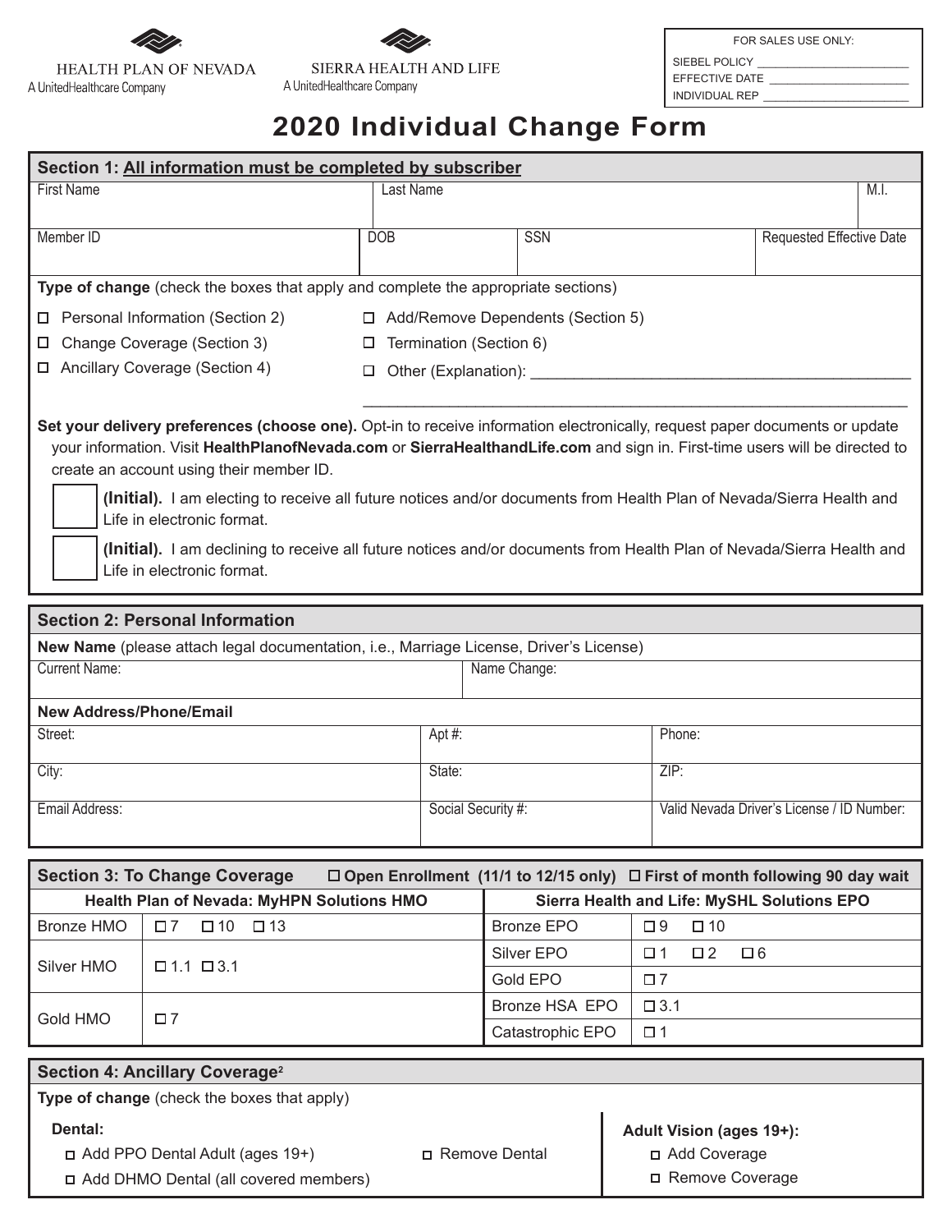HEALTH PLAN OF NEVADA
A UnitedHealthcare Company

SIERRA HEALTH AND LIFE
A UnitedHealthcare Company

FOR SALES USE ONLY:
SIEBEL POLICY ______________________
EFFECTIVE DATE ______________________
INDIVIDUAL REP ______________________

# 2020 Individual Change Form

## Section 1: All information must be completed by subscriber

| First Name | Last Name | M.I. |
|---|---|---|
| | | |

| Member ID | DOB | SSN | Requested Effective Date |
|---|---|---|---|
| | | | |

**Type of change** (check the boxes that apply and complete the appropriate sections)

- ☐ Personal Information (Section 2)
- ☐ Change Coverage (Section 3)
- ☐ Ancillary Coverage (Section 4)
- ☐ Add/Remove Dependents (Section 5)
- ☐ Termination (Section 6)
- ☐ Other (Explanation): ____________________________________________

**Set your delivery preferences (choose one).** Opt-in to receive information electronically, request paper documents or update your information. Visit **HealthPlanofNevada.com** or **SierraHealthandLife.com** and sign in. First-time users will be directed to create an account using their member ID.

☐ **(Initial).** I am electing to receive all future notices and/or documents from Health Plan of Nevada/Sierra Health and Life in electronic format.

☐ **(Initial).** I am declining to receive all future notices and/or documents from Health Plan of Nevada/Sierra Health and Life in electronic format.

## Section 2: Personal Information

**New Name** (please attach legal documentation, i.e., Marriage License, Driver's License)

| Current Name: | Name Change: |
|---|---|
| | |

**New Address/Phone/Email**

| Street: | Apt #: | Phone: |
|---|---|---|
| **City:** | **State:** | **ZIP:** |
| **Email Address:** | **Social Security #:** | **Valid Nevada Driver's License / ID Number:** |

## Section 3: To Change Coverage

☐ Open Enrollment (11/1 to 12/15 only) ☐ First of month following 90 day wait

| Health Plan of Nevada: MyHPN Solutions HMO | | Sierra Health and Life: MySHL Solutions EPO | |
|---|---|---|---|
| Bronze HMO | ☐ 7 ☐ 10 ☐ 13 | Bronze EPO | ☐ 9 ☐ 10 |
| Silver HMO | ☐ 1.1 ☐ 3.1 | Silver EPO | ☐ 1 ☐ 2 ☐ 6 |
| | | Gold EPO | ☐ 7 |
| Gold HMO | ☐ 7 | Bronze HSA EPO | ☐ 3.1 |
| | | Catastrophic EPO | ☐ 1 |

## Section 4: Ancillary Coverage[2]

**Type of change** (check the boxes that apply)

**Dental:**

- ☐ Add PPO Dental Adult (ages 19+)
- ☐ Add DHMO Dental (all covered members)
- ☐ Remove Dental

**Adult Vision (ages 19+):**

- ☐ Add Coverage
- ☐ Remove Coverage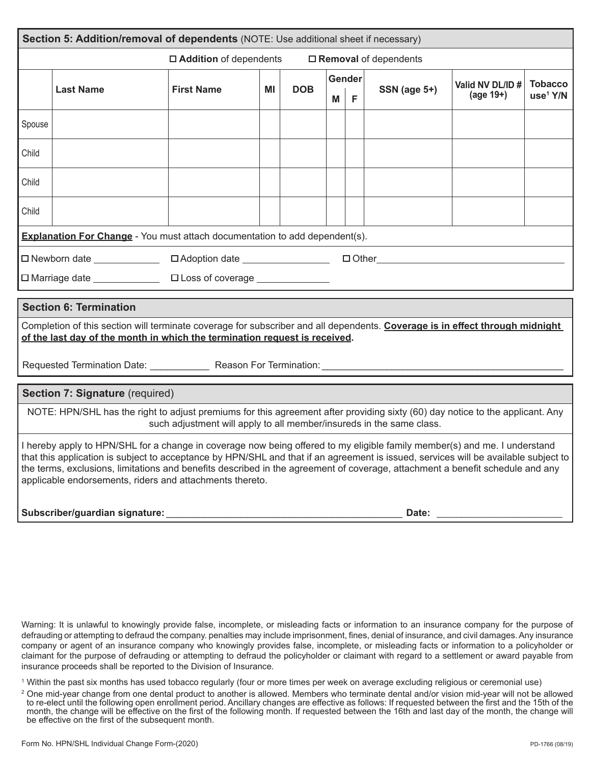## Section 5: Addition/removal of dependents (NOTE: Use additional sheet if necessary)

☐ **Addition** of dependents ☐ **Removal** of dependents

| | Last Name | First Name | MI | DOB | Gender | | SSN (age 5+) | Valid NV DL/ID # (age 19+) | Tobacco use[1] Y/N |
|---|---|---|---|---|---|---|---|---|---|
| | | | | | M | F | | | |
| Spouse | | | | | | | | | |
| Child | | | | | | | | | |
| Child | | | | | | | | | |
| Child | | | | | | | | | |

**Explanation For Change** - You must attach documentation to add dependent(s).

☐ Newborn date ____________ ☐ Adoption date ________________ ☐ Other________________________________________

☐ Marriage date ____________ ☐ Loss of coverage _____________

## Section 6: Termination

Completion of this section will terminate coverage for subscriber and all dependents. **Coverage is in effect through midnight of the last day of the month in which the termination request is received.**

Requested Termination Date: __________ Reason For Termination: ____________________________________________

## Section 7: Signature (required)

NOTE: HPN/SHL has the right to adjust premiums for this agreement after providing sixty (60) day notice to the applicant. Any such adjustment will apply to all member/insureds in the same class.

I hereby apply to HPN/SHL for a change in coverage now being offered to my eligible family member(s) and me. I understand that this application is subject to acceptance by HPN/SHL and that if an agreement is issued, services will be available subject to the terms, exclusions, limitations and benefits described in the agreement of coverage, attachment a benefit schedule and any applicable endorsements, riders and attachments thereto.

**Subscriber/guardian signature:** ____________________________________________ **Date:** ______________________

Warning: It is unlawful to knowingly provide false, incomplete, or misleading facts or information to an insurance company for the purpose of defrauding or attempting to defraud the company. penalties may include imprisonment, fines, denial of insurance, and civil damages. Any insurance company or agent of an insurance company who knowingly provides false, incomplete, or misleading facts or information to a policyholder or claimant for the purpose of defrauding or attempting to defraud the policyholder or claimant with regard to a settlement or award payable from insurance proceeds shall be reported to the Division of Insurance.

[1] Within the past six months has used tobacco regularly (four or more times per week on average excluding religious or ceremonial use)

[2] One mid-year change from one dental product to another is allowed. Members who terminate dental and/or vision mid-year will not be allowed to re-elect until the following open enrollment period. Ancillary changes are effective as follows: If requested between the first and the 15th of the month, the change will be effective on the first of the following month. If requested between the 16th and last day of the month, the change will be effective on the first of the subsequent month.

Form No. HPN/SHL Individual Change Form-(2020) PD-1766 (08/19)